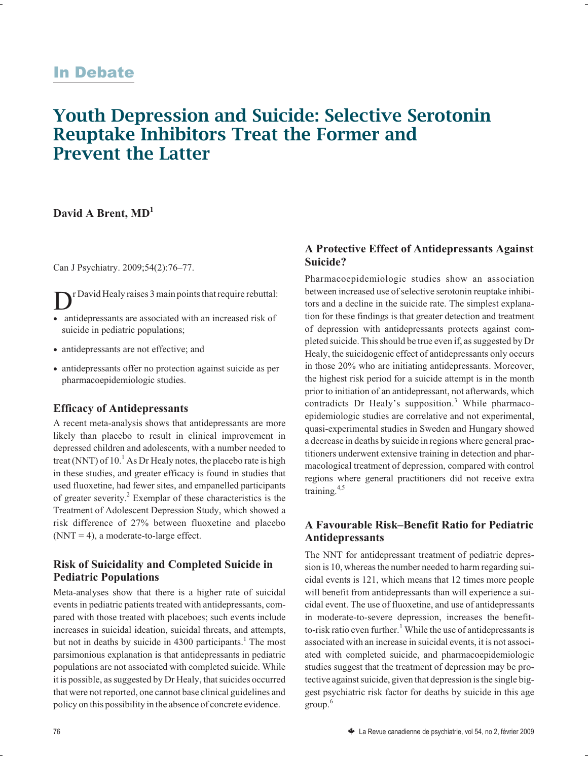In Debate

# Youth Depression and Suicide: Selective Serotonin Reuptake Inhibitors Treat the Former and Prevent the Latter

**David A Brent, MD[1]**

Can J Psychiatry. 2009;54(2):76–77.

Dr David Healy raises 3 main points that require rebuttal:

- antidepressants are associated with an increased risk of suicide in pediatric populations;
- antidepressants are not effective; and
- antidepressants offer no protection against suicide as per pharmacoepidemiologic studies.

### Efficacy of Antidepressants

A recent meta-analysis shows that antidepressants are more likely than placebo to result in clinical improvement in depressed children and adolescents, with a number needed to treat (NNT) of 10.[1] As Dr Healy notes, the placebo rate is high in these studies, and greater efficacy is found in studies that used fluoxetine, had fewer sites, and empanelled participants of greater severity.[2] Exemplar of these characteristics is the Treatment of Adolescent Depression Study, which showed a risk difference of 27% between fluoxetine and placebo (NNT = 4), a moderate-to-large effect.

### Risk of Suicidality and Completed Suicide in Pediatric Populations

Meta-analyses show that there is a higher rate of suicidal events in pediatric patients treated with antidepressants, compared with those treated with placeboes; such events include increases in suicidal ideation, suicidal threats, and attempts, but not in deaths by suicide in 4300 participants.[1] The most parsimonious explanation is that antidepressants in pediatric populations are not associated with completed suicide. While it is possible, as suggested by Dr Healy, that suicides occurred that were not reported, one cannot base clinical guidelines and policy on this possibility in the absence of concrete evidence.

### A Protective Effect of Antidepressants Against Suicide?

Pharmacoepidemiologic studies show an association between increased use of selective serotonin reuptake inhibitors and a decline in the suicide rate. The simplest explanation for these findings is that greater detection and treatment of depression with antidepressants protects against completed suicide. This should be true even if, as suggested by Dr Healy, the suicidogenic effect of antidepressants only occurs in those 20% who are initiating antidepressants. Moreover, the highest risk period for a suicide attempt is in the month prior to initiation of an antidepressant, not afterwards, which contradicts Dr Healy's supposition.[3] While pharmacoepidemiologic studies are correlative and not experimental, quasi-experimental studies in Sweden and Hungary showed a decrease in deaths by suicide in regions where general practitioners underwent extensive training in detection and pharmacological treatment of depression, compared with control regions where general practitioners did not receive extra training.[4,5]

### A Favourable Risk–Benefit Ratio for Pediatric Antidepressants

The NNT for antidepressant treatment of pediatric depression is 10, whereas the number needed to harm regarding suicidal events is 121, which means that 12 times more people will benefit from antidepressants than will experience a suicidal event. The use of fluoxetine, and use of antidepressants in moderate-to-severe depression, increases the benefit-to-risk ratio even further.[1] While the use of antidepressants is associated with an increase in suicidal events, it is not associated with completed suicide, and pharmacoepidemiologic studies suggest that the treatment of depression may be protective against suicide, given that depression is the single biggest psychiatric risk factor for deaths by suicide in this age group.[6]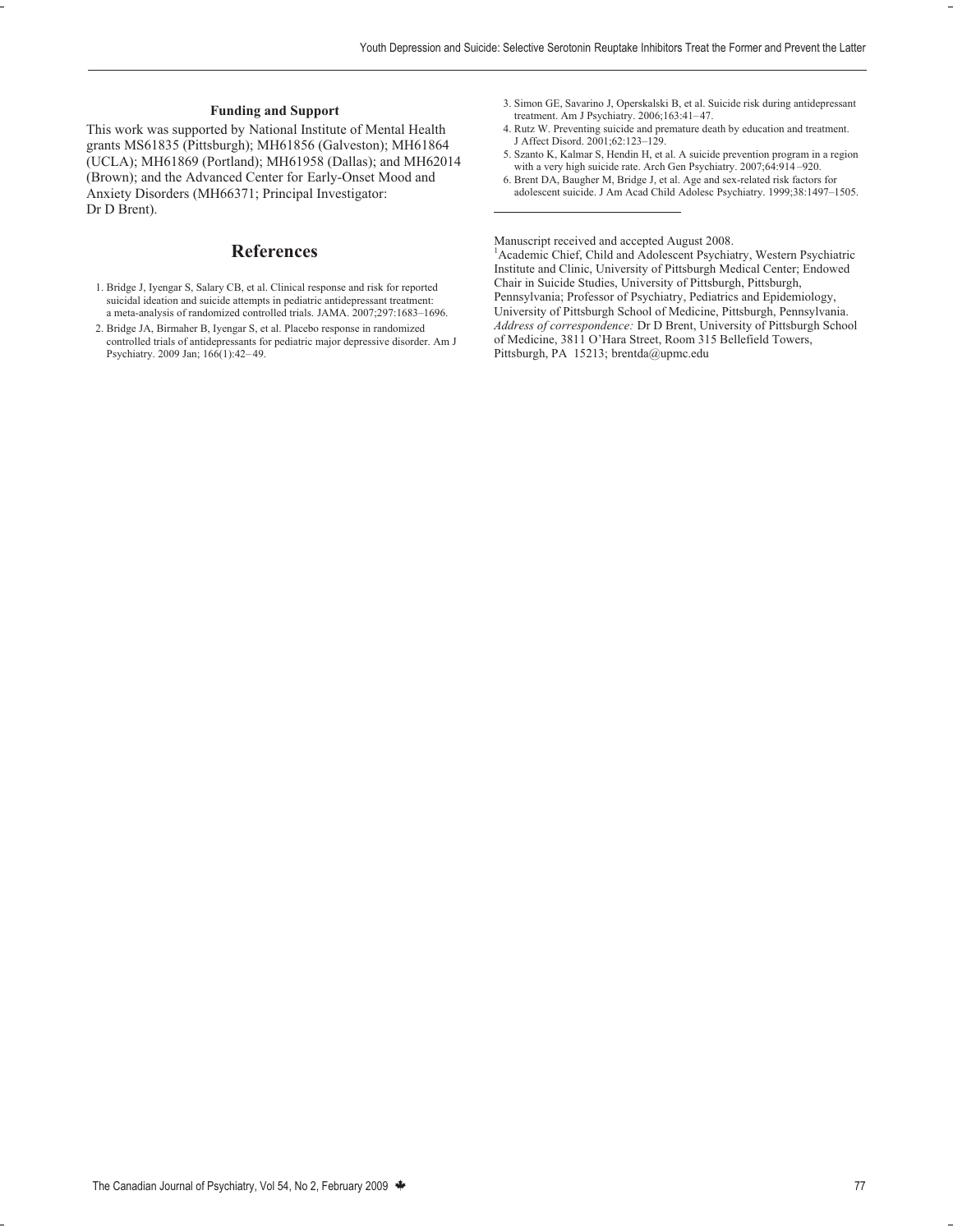### Funding and Support

This work was supported by National Institute of Mental Health grants MS61835 (Pittsburgh); MH61856 (Galveston); MH61864 (UCLA); MH61869 (Portland); MH61958 (Dallas); and MH62014 (Brown); and the Advanced Center for Early-Onset Mood and Anxiety Disorders (MH66371; Principal Investigator: Dr D Brent).

## References

1. Bridge J, Iyengar S, Salary CB, et al. Clinical response and risk for reported suicidal ideation and suicide attempts in pediatric antidepressant treatment: a meta-analysis of randomized controlled trials. JAMA. 2007;297:1683–1696.
2. Bridge JA, Birmaher B, Iyengar S, et al. Placebo response in randomized controlled trials of antidepressants for pediatric major depressive disorder. Am J Psychiatry. 2009 Jan; 166(1):42–49.
3. Simon GE, Savarino J, Operskalski B, et al. Suicide risk during antidepressant treatment. Am J Psychiatry. 2006;163:41–47.
4. Rutz W. Preventing suicide and premature death by education and treatment. J Affect Disord. 2001;62:123–129.
5. Szanto K, Kalmar S, Hendin H, et al. A suicide prevention program in a region with a very high suicide rate. Arch Gen Psychiatry. 2007;64:914–920.
6. Brent DA, Baugher M, Bridge J, et al. Age and sex-related risk factors for adolescent suicide. J Am Acad Child Adolesc Psychiatry. 1999;38:1497–1505.

---

Manuscript received and accepted August 2008.

[1] Academic Chief, Child and Adolescent Psychiatry, Western Psychiatric Institute and Clinic, University of Pittsburgh Medical Center; Endowed Chair in Suicide Studies, University of Pittsburgh, Pittsburgh, Pennsylvania; Professor of Psychiatry, Pediatrics and Epidemiology, University of Pittsburgh School of Medicine, Pittsburgh, Pennsylvania.

*Address of correspondence:* Dr D Brent, University of Pittsburgh School of Medicine, 3811 O'Hara Street, Room 315 Bellefield Towers, Pittsburgh, PA 15213; brentda@upmc.edu